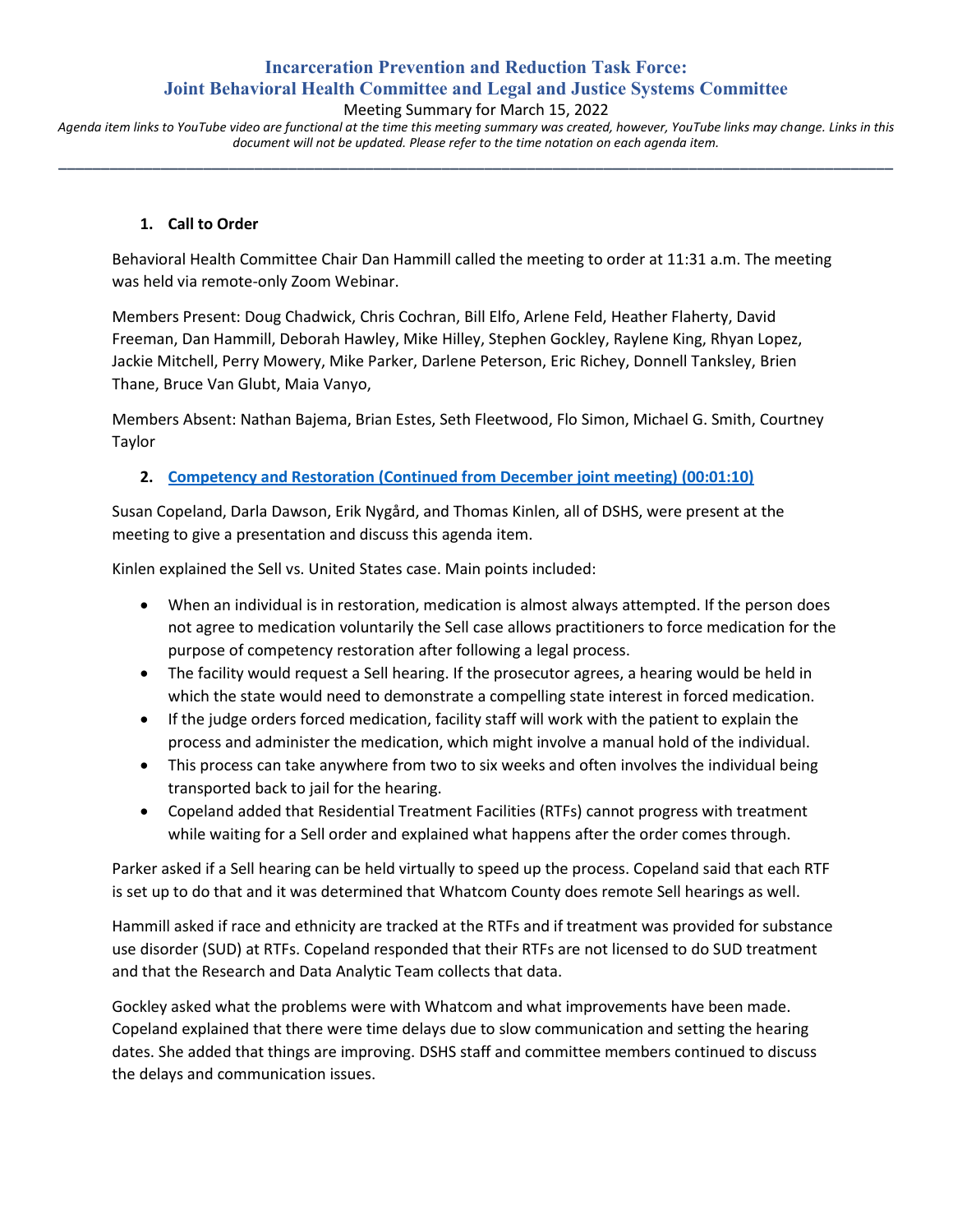# Incarceration Prevention and Reduction Task Force:
# Joint Behavioral Health Committee and Legal and Justice Systems Committee

Meeting Summary for March 15, 2022

*Agenda item links to YouTube video are functional at the time this meeting summary was created, however, YouTube links may change. Links in this document will not be updated. Please refer to the time notation on each agenda item.*

---

1. **Call to Order**

Behavioral Health Committee Chair Dan Hammill called the meeting to order at 11:31 a.m. The meeting was held via remote-only Zoom Webinar.

Members Present: Doug Chadwick, Chris Cochran, Bill Elfo, Arlene Feld, Heather Flaherty, David Freeman, Dan Hammill, Deborah Hawley, Mike Hilley, Stephen Gockley, Raylene King, Rhyan Lopez, Jackie Mitchell, Perry Mowery, Mike Parker, Darlene Peterson, Eric Richey, Donnell Tanksley, Brien Thane, Bruce Van Glubt, Maia Vanyo,

Members Absent: Nathan Bajema, Brian Estes, Seth Fleetwood, Flo Simon, Michael G. Smith, Courtney Taylor

2. **Competency and Restoration (Continued from December joint meeting) (00:01:10)**

Susan Copeland, Darla Dawson, Erik Nygård, and Thomas Kinlen, all of DSHS, were present at the meeting to give a presentation and discuss this agenda item.

Kinlen explained the Sell vs. United States case. Main points included:

- When an individual is in restoration, medication is almost always attempted. If the person does not agree to medication voluntarily the Sell case allows practitioners to force medication for the purpose of competency restoration after following a legal process.
- The facility would request a Sell hearing. If the prosecutor agrees, a hearing would be held in which the state would need to demonstrate a compelling state interest in forced medication.
- If the judge orders forced medication, facility staff will work with the patient to explain the process and administer the medication, which might involve a manual hold of the individual.
- This process can take anywhere from two to six weeks and often involves the individual being transported back to jail for the hearing.
- Copeland added that Residential Treatment Facilities (RTFs) cannot progress with treatment while waiting for a Sell order and explained what happens after the order comes through.

Parker asked if a Sell hearing can be held virtually to speed up the process. Copeland said that each RTF is set up to do that and it was determined that Whatcom County does remote Sell hearings as well.

Hammill asked if race and ethnicity are tracked at the RTFs and if treatment was provided for substance use disorder (SUD) at RTFs. Copeland responded that their RTFs are not licensed to do SUD treatment and that the Research and Data Analytic Team collects that data.

Gockley asked what the problems were with Whatcom and what improvements have been made. Copeland explained that there were time delays due to slow communication and setting the hearing dates. She added that things are improving. DSHS staff and committee members continued to discuss the delays and communication issues.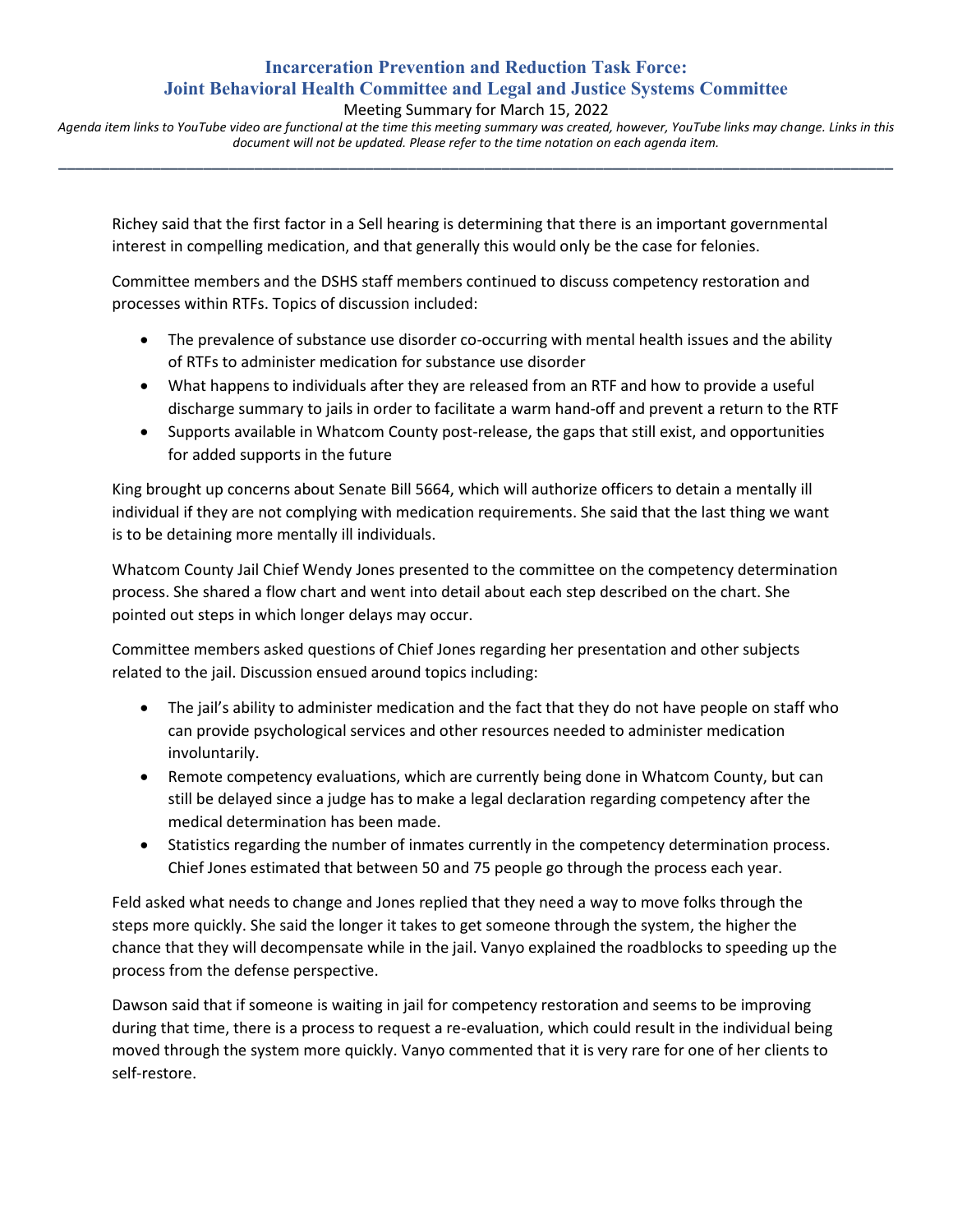Richey said that the first factor in a Sell hearing is determining that there is an important governmental interest in compelling medication, and that generally this would only be the case for felonies.

Committee members and the DSHS staff members continued to discuss competency restoration and processes within RTFs. Topics of discussion included:

- The prevalence of substance use disorder co-occurring with mental health issues and the ability of RTFs to administer medication for substance use disorder
- What happens to individuals after they are released from an RTF and how to provide a useful discharge summary to jails in order to facilitate a warm hand-off and prevent a return to the RTF
- Supports available in Whatcom County post-release, the gaps that still exist, and opportunities for added supports in the future

King brought up concerns about Senate Bill 5664, which will authorize officers to detain a mentally ill individual if they are not complying with medication requirements. She said that the last thing we want is to be detaining more mentally ill individuals.

Whatcom County Jail Chief Wendy Jones presented to the committee on the competency determination process. She shared a flow chart and went into detail about each step described on the chart. She pointed out steps in which longer delays may occur.

Committee members asked questions of Chief Jones regarding her presentation and other subjects related to the jail. Discussion ensued around topics including:

- The jail's ability to administer medication and the fact that they do not have people on staff who can provide psychological services and other resources needed to administer medication involuntarily.
- Remote competency evaluations, which are currently being done in Whatcom County, but can still be delayed since a judge has to make a legal declaration regarding competency after the medical determination has been made.
- Statistics regarding the number of inmates currently in the competency determination process. Chief Jones estimated that between 50 and 75 people go through the process each year.

Feld asked what needs to change and Jones replied that they need a way to move folks through the steps more quickly. She said the longer it takes to get someone through the system, the higher the chance that they will decompensate while in the jail. Vanyo explained the roadblocks to speeding up the process from the defense perspective.

Dawson said that if someone is waiting in jail for competency restoration and seems to be improving during that time, there is a process to request a re-evaluation, which could result in the individual being moved through the system more quickly. Vanyo commented that it is very rare for one of her clients to self-restore.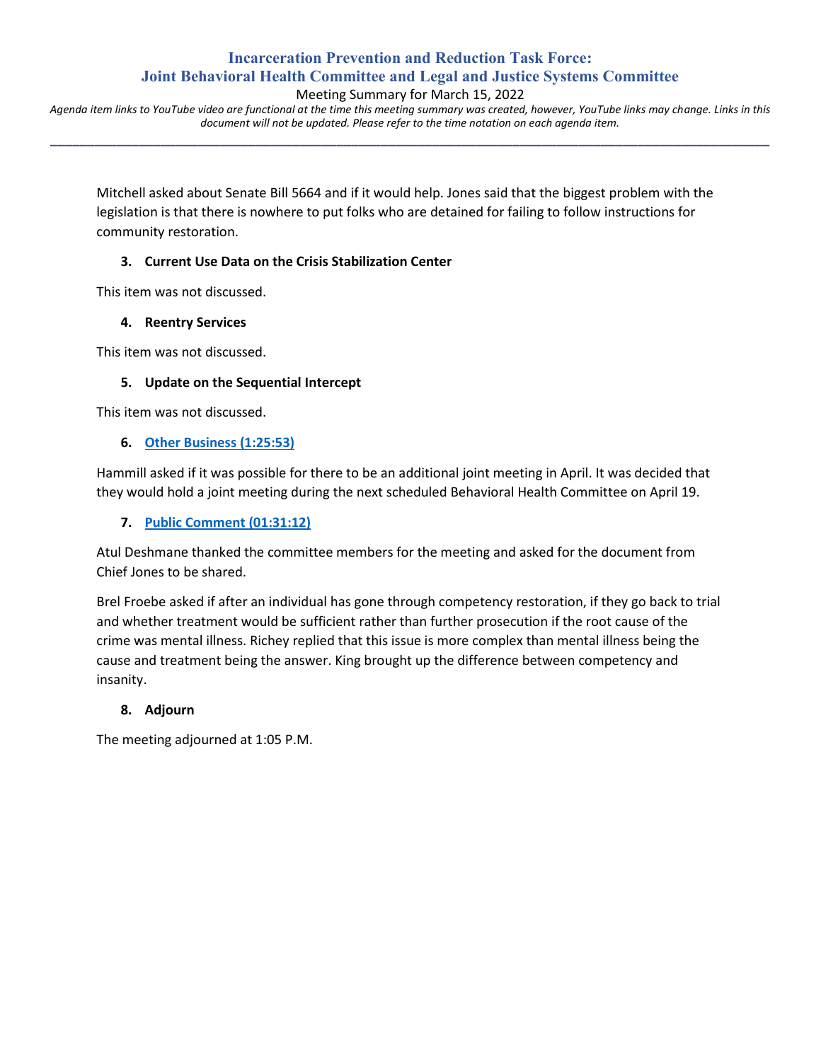Mitchell asked about Senate Bill 5664 and if it would help. Jones said that the biggest problem with the legislation is that there is nowhere to put folks who are detained for failing to follow instructions for community restoration.

**3. Current Use Data on the Crisis Stabilization Center**

This item was not discussed.

**4. Reentry Services**

This item was not discussed.

**5. Update on the Sequential Intercept**

This item was not discussed.

**6. Other Business (1:25:53)**

Hammill asked if it was possible for there to be an additional joint meeting in April. It was decided that they would hold a joint meeting during the next scheduled Behavioral Health Committee on April 19.

**7. Public Comment (01:31:12)**

Atul Deshmane thanked the committee members for the meeting and asked for the document from Chief Jones to be shared.

Brel Froebe asked if after an individual has gone through competency restoration, if they go back to trial and whether treatment would be sufficient rather than further prosecution if the root cause of the crime was mental illness. Richey replied that this issue is more complex than mental illness being the cause and treatment being the answer. King brought up the difference between competency and insanity.

**8. Adjourn**

The meeting adjourned at 1:05 P.M.